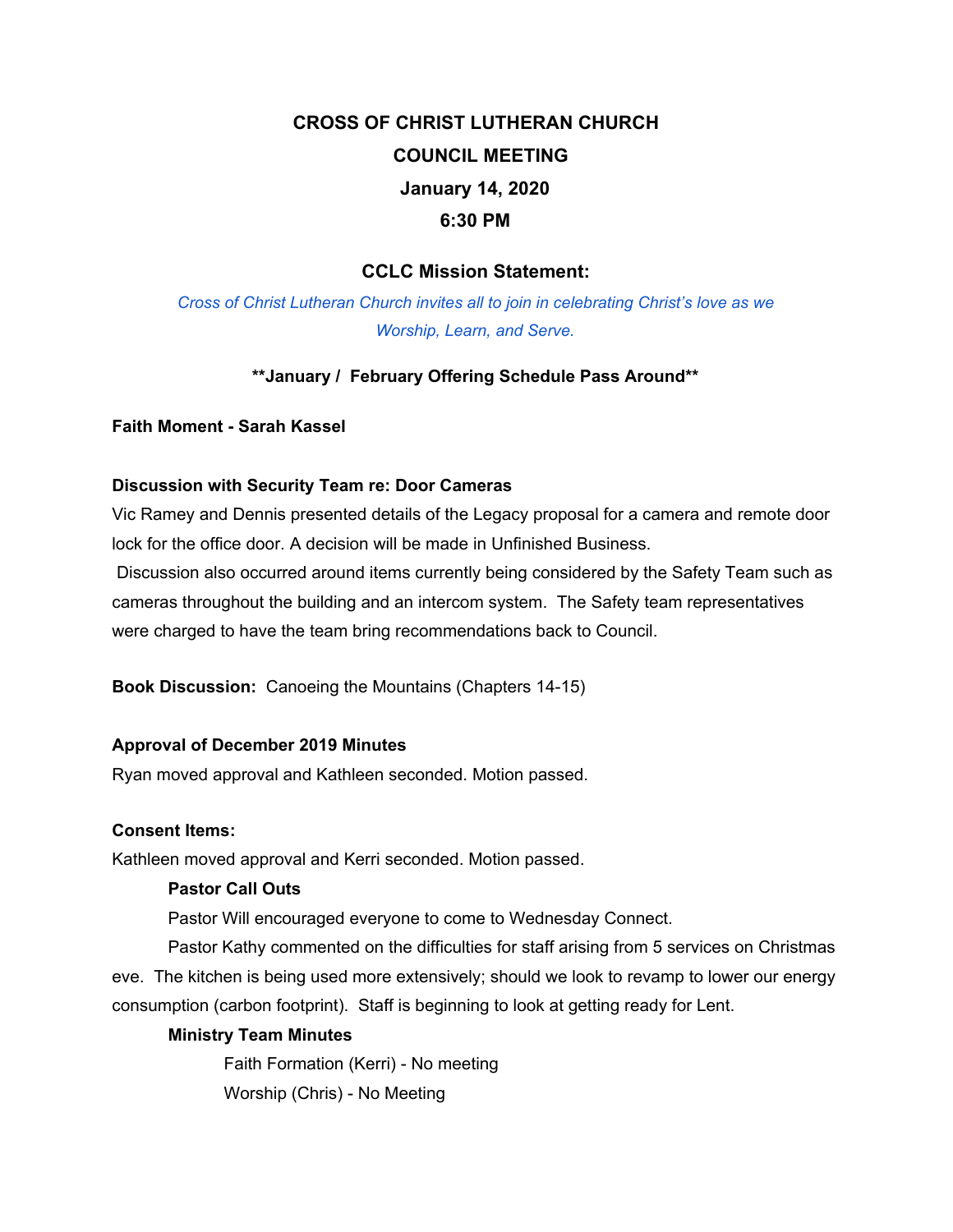# CROSS OF CHRIST LUTHERAN CHURCH

## COUNCIL MEETING

## January 14, 2020

## 6:30 PM

### CCLC Mission Statement:

*Cross of Christ Lutheran Church invites all to join in celebrating Christ's love as we Worship, Learn, and Serve.*

**\*\*January / February Offering Schedule Pass Around\*\***

**Faith Moment - Sarah Kassel**

**Discussion with Security Team re: Door Cameras**

Vic Ramey and Dennis presented details of the Legacy proposal for a camera and remote door lock for the office door. A decision will be made in Unfinished Business.

Discussion also occurred around items currently being considered by the Safety Team such as cameras throughout the building and an intercom system. The Safety team representatives were charged to have the team bring recommendations back to Council.

**Book Discussion:** Canoeing the Mountains (Chapters 14-15)

**Approval of December 2019 Minutes**

Ryan moved approval and Kathleen seconded. Motion passed.

**Consent Items:**

Kathleen moved approval and Kerri seconded. Motion passed.

**Pastor Call Outs**

Pastor Will encouraged everyone to come to Wednesday Connect.

Pastor Kathy commented on the difficulties for staff arising from 5 services on Christmas eve. The kitchen is being used more extensively; should we look to revamp to lower our energy consumption (carbon footprint). Staff is beginning to look at getting ready for Lent.

**Ministry Team Minutes**

Faith Formation (Kerri) - No meeting

Worship (Chris) - No Meeting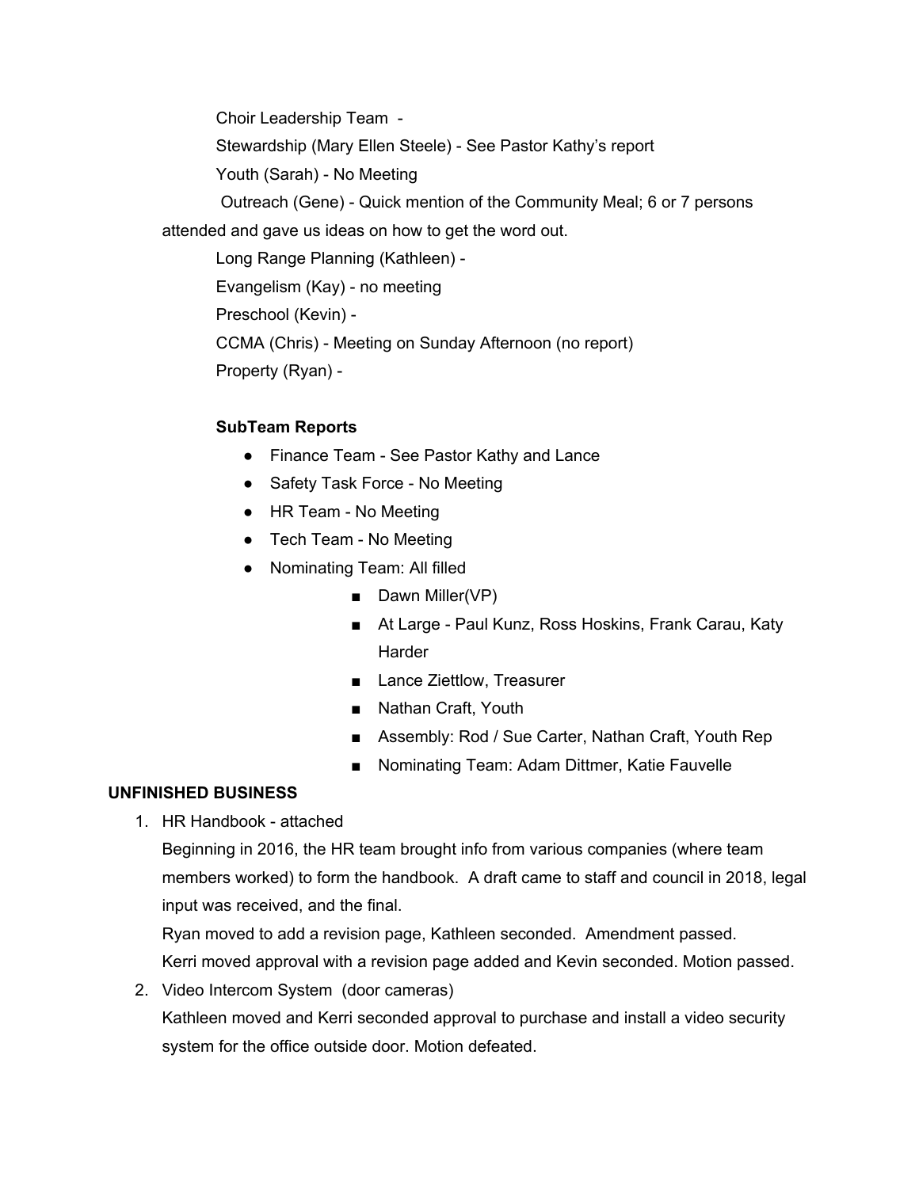Choir Leadership Team -

Stewardship (Mary Ellen Steele) - See Pastor Kathy's report

Youth (Sarah) - No Meeting

Outreach (Gene) - Quick mention of the Community Meal; 6 or 7 persons attended and gave us ideas on how to get the word out.

Long Range Planning (Kathleen) -

Evangelism (Kay) - no meeting

Preschool (Kevin) -

CCMA (Chris) - Meeting on Sunday Afternoon (no report)

Property (Ryan) -

**SubTeam Reports**

- Finance Team - See Pastor Kathy and Lance
- Safety Task Force - No Meeting
- HR Team - No Meeting
- Tech Team - No Meeting
- Nominating Team: All filled
    - Dawn Miller(VP)
    - At Large - Paul Kunz, Ross Hoskins, Frank Carau, Katy Harder
    - Lance Ziettlow, Treasurer
    - Nathan Craft, Youth
    - Assembly: Rod / Sue Carter, Nathan Craft, Youth Rep
    - Nominating Team: Adam Dittmer, Katie Fauvelle

**UNFINISHED BUSINESS**

1. HR Handbook - attached

   Beginning in 2016, the HR team brought info from various companies (where team members worked) to form the handbook. A draft came to staff and council in 2018, legal input was received, and the final.

   Ryan moved to add a revision page, Kathleen seconded. Amendment passed.

   Kerri moved approval with a revision page added and Kevin seconded. Motion passed.

2. Video Intercom System (door cameras)

   Kathleen moved and Kerri seconded approval to purchase and install a video security system for the office outside door. Motion defeated.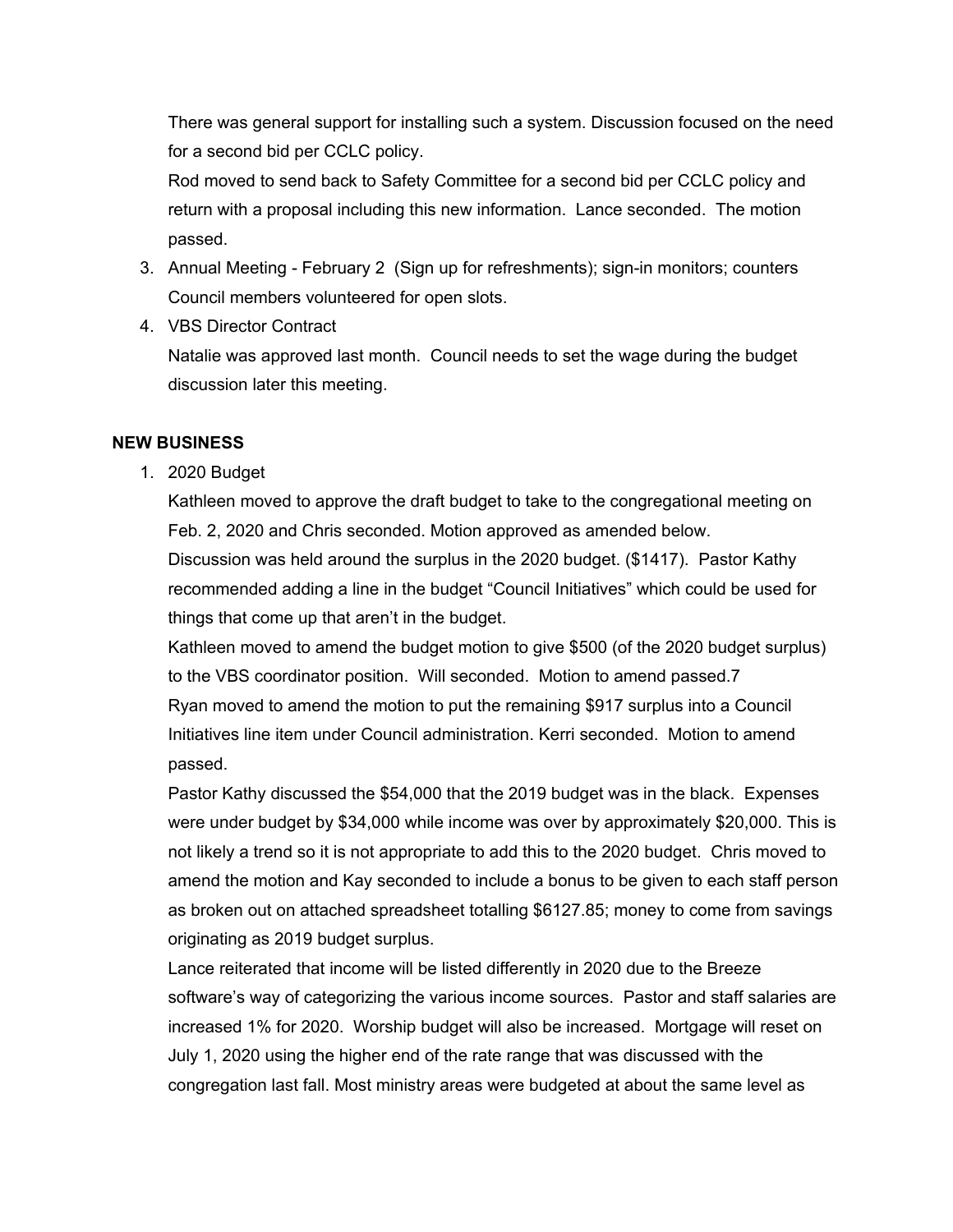There was general support for installing such a system. Discussion focused on the need for a second bid per CCLC policy.

Rod moved to send back to Safety Committee for a second bid per CCLC policy and return with a proposal including this new information. Lance seconded. The motion passed.

3. Annual Meeting - February 2 (Sign up for refreshments); sign-in monitors; counters
   Council members volunteered for open slots.
4. VBS Director Contract
   Natalie was approved last month. Council needs to set the wage during the budget discussion later this meeting.

**NEW BUSINESS**

1. 2020 Budget

   Kathleen moved to approve the draft budget to take to the congregational meeting on Feb. 2, 2020 and Chris seconded. Motion approved as amended below.

   Discussion was held around the surplus in the 2020 budget. ($1417). Pastor Kathy recommended adding a line in the budget "Council Initiatives" which could be used for things that come up that aren't in the budget.

   Kathleen moved to amend the budget motion to give $500 (of the 2020 budget surplus) to the VBS coordinator position. Will seconded. Motion to amend passed.7

   Ryan moved to amend the motion to put the remaining $917 surplus into a Council Initiatives line item under Council administration. Kerri seconded. Motion to amend passed.

   Pastor Kathy discussed the $54,000 that the 2019 budget was in the black. Expenses were under budget by $34,000 while income was over by approximately $20,000. This is not likely a trend so it is not appropriate to add this to the 2020 budget. Chris moved to amend the motion and Kay seconded to include a bonus to be given to each staff person as broken out on attached spreadsheet totalling $6127.85; money to come from savings originating as 2019 budget surplus.

   Lance reiterated that income will be listed differently in 2020 due to the Breeze software's way of categorizing the various income sources. Pastor and staff salaries are increased 1% for 2020. Worship budget will also be increased. Mortgage will reset on July 1, 2020 using the higher end of the rate range that was discussed with the congregation last fall. Most ministry areas were budgeted at about the same level as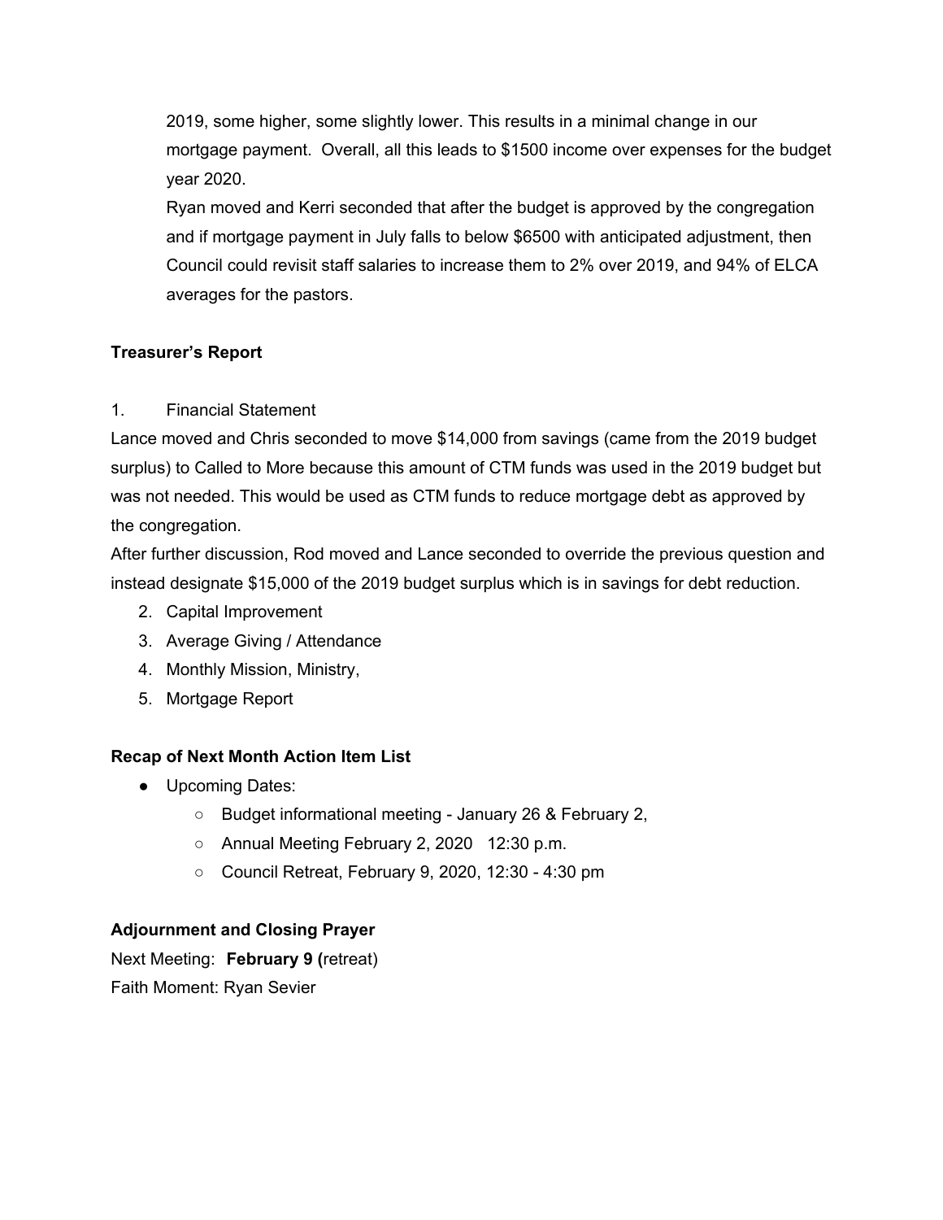2019, some higher, some slightly lower. This results in a minimal change in our mortgage payment. Overall, all this leads to $1500 income over expenses for the budget year 2020.

Ryan moved and Kerri seconded that after the budget is approved by the congregation and if mortgage payment in July falls to below $6500 with anticipated adjustment, then Council could revisit staff salaries to increase them to 2% over 2019, and 94% of ELCA averages for the pastors.

**Treasurer's Report**

1. Financial Statement

Lance moved and Chris seconded to move $14,000 from savings (came from the 2019 budget surplus) to Called to More because this amount of CTM funds was used in the 2019 budget but was not needed. This would be used as CTM funds to reduce mortgage debt as approved by the congregation.

After further discussion, Rod moved and Lance seconded to override the previous question and instead designate $15,000 of the 2019 budget surplus which is in savings for debt reduction.

2. Capital Improvement
3. Average Giving / Attendance
4. Monthly Mission, Ministry,
5. Mortgage Report

**Recap of Next Month Action Item List**

- Upcoming Dates:
  - Budget informational meeting - January 26 & February 2,
  - Annual Meeting February 2, 2020 12:30 p.m.
  - Council Retreat, February 9, 2020, 12:30 - 4:30 pm

**Adjournment and Closing Prayer**

Next Meeting: **February 9 (**retreat)

Faith Moment: Ryan Sevier